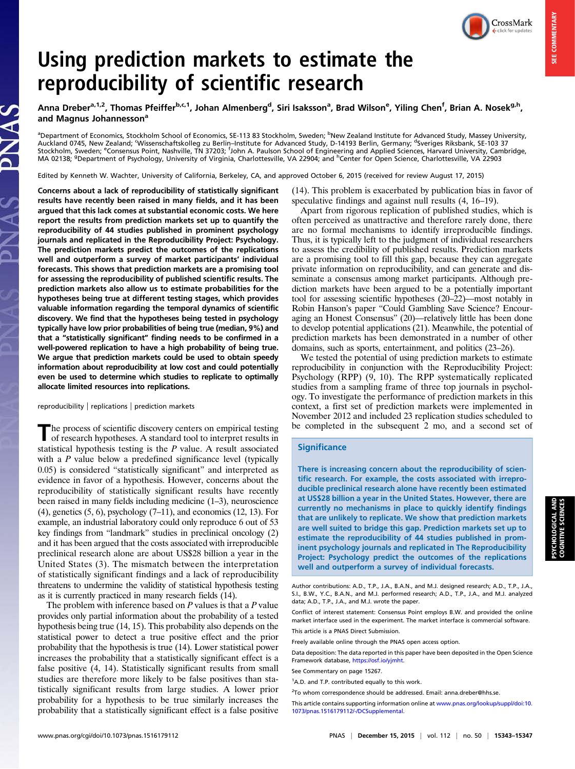# Using prediction markets to estimate the reproducibility of scientific research

Anna Dreber[a,1,2], Thomas Pfeiffer[b,c,1], Johan Almenberg[d], Siri Isaksson[a], Brad Wilson[e], Yiling Chen[f], Brian A. Nosek[g,h], and Magnus Johannesson[a]

[a]Department of Economics, Stockholm School of Economics, SE-113 83 Stockholm, Sweden; [b]New Zealand Institute for Advanced Study, Massey University, Auckland 0745, New Zealand; [c]Wissenschaftskolleg zu Berlin–Institute for Advanced Study, D-14193 Berlin, Germany; [d]Sveriges Riksbank, SE-103 37 Stockholm, Sweden; [e]Consensus Point, Nashville, TN 37203; [f]John A. Paulson School of Engineering and Applied Sciences, Harvard University, Cambridge, MA 02138; [g]Department of Psychology, University of Virginia, Charlottesville, VA 22904; and [h]Center for Open Science, Charlottesville, VA 22903

Edited by Kenneth W. Wachter, University of California, Berkeley, CA, and approved October 6, 2015 (received for review August 17, 2015)

**Concerns about a lack of reproducibility of statistically significant results have recently been raised in many fields, and it has been argued that this lack comes at substantial economic costs. We here report the results from prediction markets set up to quantify the reproducibility of 44 studies published in prominent psychology journals and replicated in the Reproducibility Project: Psychology. The prediction markets predict the outcomes of the replications well and outperform a survey of market participants' individual forecasts. This shows that prediction markets are a promising tool for assessing the reproducibility of published scientific results. The prediction markets also allow us to estimate probabilities for the hypotheses being true at different testing stages, which provides valuable information regarding the temporal dynamics of scientific discovery. We find that the hypotheses being tested in psychology typically have low prior probabilities of being true (median, 9%) and that a "statistically significant" finding needs to be confirmed in a well-powered replication to have a high probability of being true. We argue that prediction markets could be used to obtain speedy information about reproducibility at low cost and could potentially even be used to determine which studies to replicate to optimally allocate limited resources into replications.**

reproducibility | replications | prediction markets

The process of scientific discovery centers on empirical testing of research hypotheses. A standard tool to interpret results in statistical hypothesis testing is the $P$ value. A result associated with a $P$ value below a predefined significance level (typically 0.05) is considered "statistically significant" and interpreted as evidence in favor of a hypothesis. However, concerns about the reproducibility of statistically significant results have recently been raised in many fields including medicine (1–3), neuroscience (4), genetics (5, 6), psychology (7–11), and economics (12, 13). For example, an industrial laboratory could only reproduce 6 out of 53 key findings from "landmark" studies in preclinical oncology (2) and it has been argued that the costs associated with irreproducible preclinical research alone are about US$28 billion a year in the United States (3). The mismatch between the interpretation of statistically significant findings and a lack of reproducibility threatens to undermine the validity of statistical hypothesis testing as it is currently practiced in many research fields (14).

The problem with inference based on $P$ values is that a $P$ value provides only partial information about the probability of a tested hypothesis being true (14, 15). This probability also depends on the statistical power to detect a true positive effect and the prior probability that the hypothesis is true (14). Lower statistical power increases the probability that a statistically significant effect is a false positive (4, 14). Statistically significant results from small studies are therefore more likely to be false positives than statistically significant results from large studies. A lower prior probability for a hypothesis to be true similarly increases the probability that a statistically significant effect is a false positive (14). This problem is exacerbated by publication bias in favor of speculative findings and against null results (4, 16–19).

Apart from rigorous replication of published studies, which is often perceived as unattractive and therefore rarely done, there are no formal mechanisms to identify irreproducible findings. Thus, it is typically left to the judgment of individual researchers to assess the credibility of published results. Prediction markets are a promising tool to fill this gap, because they can aggregate private information on reproducibility, and can generate and disseminate a consensus among market participants. Although prediction markets have been argued to be a potentially important tool for assessing scientific hypotheses (20–22)—most notably in Robin Hanson's paper "Could Gambling Save Science? Encouraging an Honest Consensus" (20)—relatively little has been done to develop potential applications (21). Meanwhile, the potential of prediction markets has been demonstrated in a number of other domains, such as sports, entertainment, and politics (23–26).

We tested the potential of using prediction markets to estimate reproducibility in conjunction with the Reproducibility Project: Psychology (RPP) (9, 10). The RPP systematically replicated studies from a sampling frame of three top journals in psychology. To investigate the performance of prediction markets in this context, a first set of prediction markets were implemented in November 2012 and included 23 replication studies scheduled to be completed in the subsequent 2 mo, and a second set of

## Significance

There is increasing concern about the reproducibility of scientific research. For example, the costs associated with irreproducible preclinical research alone have recently been estimated at US$28 billion a year in the United States. However, there are currently no mechanisms in place to quickly identify findings that are unlikely to replicate. We show that prediction markets are well suited to bridge this gap. Prediction markets set up to estimate the reproducibility of 44 studies published in prominent psychology journals and replicated in The Reproducibility Project: Psychology predict the outcomes of the replications well and outperform a survey of individual forecasts.

Author contributions: A.D., T.P., J.A., B.A.N., and M.J. designed research; A.D., T.P., J.A., S.I., B.W., Y.C., B.A.N., and M.J. performed research; A.D., T.P., J.A., and M.J. analyzed data; A.D., T.P., J.A., and M.J. wrote the paper.

Conflict of interest statement: Consensus Point employs B.W. and provided the online market interface used in the experiment. The market interface is commercial software.

This article is a PNAS Direct Submission.

Freely available online through the PNAS open access option.

Data deposition: The data reported in this paper have been deposited in the Open Science Framework database, https://osf.io/yjmht.

See Commentary on page 15267.

[1]A.D. and T.P. contributed equally to this work.

[2]To whom correspondence should be addressed. Email: anna.dreber@hhs.se.

This article contains supporting information online at www.pnas.org/lookup/suppl/doi:10.1073/pnas.1516179112/-/DCSupplemental.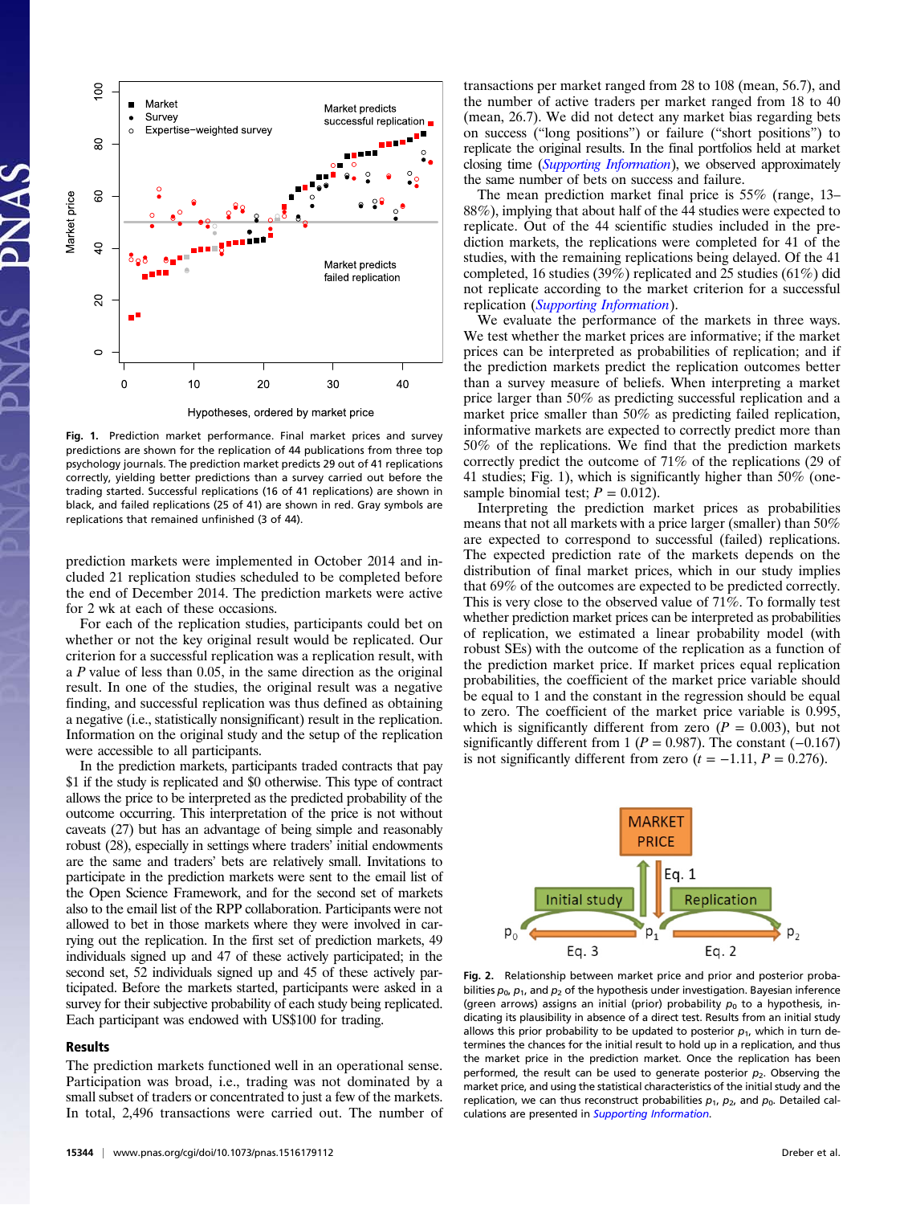Fig. 1. Prediction market performance. Final market prices and survey predictions are shown for the replication of 44 publications from three top psychology journals. The prediction market predicts 29 out of 41 replications correctly, yielding better predictions than a survey carried out before the trading started. Successful replications (16 of 41 replications) are shown in black, and failed replications (25 of 41) are shown in red. Gray symbols are replications that remained unfinished (3 of 44).

prediction markets were implemented in October 2014 and included 21 replication studies scheduled to be completed before the end of December 2014. The prediction markets were active for 2 wk at each of these occasions.

For each of the replication studies, participants could bet on whether or not the key original result would be replicated. Our criterion for a successful replication was a replication result, with a *P* value of less than 0.05, in the same direction as the original result. In one of the studies, the original result was a negative finding, and successful replication was thus defined as obtaining a negative (i.e., statistically nonsignificant) result in the replication. Information on the original study and the setup of the replication were accessible to all participants.

In the prediction markets, participants traded contracts that pay $1 if the study is replicated and $0 otherwise. This type of contract allows the price to be interpreted as the predicted probability of the outcome occurring. This interpretation of the price is not without caveats (27) but has an advantage of being simple and reasonably robust (28), especially in settings where traders' initial endowments are the same and traders' bets are relatively small. Invitations to participate in the prediction markets were sent to the email list of the Open Science Framework, and for the second set of markets also to the email list of the RPP collaboration. Participants were not allowed to bet in those markets where they were involved in carrying out the replication. In the first set of prediction markets, 49 individuals signed up and 47 of these actively participated; in the second set, 52 individuals signed up and 45 of these actively participated. Before the markets started, participants were asked in a survey for their subjective probability of each study being replicated. Each participant was endowed with US$100 for trading.

## Results

The prediction markets functioned well in an operational sense. Participation was broad, i.e., trading was not dominated by a small subset of traders or concentrated to just a few of the markets. In total, 2,496 transactions were carried out. The number of transactions per market ranged from 28 to 108 (mean, 56.7), and the number of active traders per market ranged from 18 to 40 (mean, 26.7). We did not detect any market bias regarding bets on success ("long positions") or failure ("short positions") to replicate the original results. In the final portfolios held at market closing time (*Supporting Information*), we observed approximately the same number of bets on success and failure.

The mean prediction market final price is 55% (range, 13–88%), implying that about half of the 44 studies were expected to replicate. Out of the 44 scientific studies included in the prediction markets, the replications were completed for 41 of the studies, with the remaining replications being delayed. Of the 41 completed, 16 studies (39%) replicated and 25 studies (61%) did not replicate according to the market criterion for a successful replication (*Supporting Information*).

We evaluate the performance of the markets in three ways. We test whether the market prices are informative; if the market prices can be interpreted as probabilities of replication; and if the prediction markets predict the replication outcomes better than a survey measure of beliefs. When interpreting a market price larger than 50% as predicting successful replication and a market price smaller than 50% as predicting failed replication, informative markets are expected to correctly predict more than 50% of the replications. We find that the prediction markets correctly predict the outcome of 71% of the replications (29 of 41 studies; Fig. 1), which is significantly higher than 50% (one-sample binomial test; $P = 0.012$).

Interpreting the prediction market prices as probabilities means that not all markets with a price larger (smaller) than 50% are expected to correspond to successful (failed) replications. The expected prediction rate of the markets depends on the distribution of final market prices, which in our study implies that 69% of the outcomes are expected to be predicted correctly. This is very close to the observed value of 71%. To formally test whether prediction market prices can be interpreted as probabilities of replication, we estimated a linear probability model (with robust SEs) with the outcome of the replication as a function of the prediction market price. If market prices equal replication probabilities, the coefficient of the market price variable should be equal to 1 and the constant in the regression should be equal to zero. The coefficient of the market price variable is 0.995, which is significantly different from zero ($P = 0.003$), but not significantly different from 1 ($P = 0.987$). The constant (−0.167) is not significantly different from zero ($t = -1.11$, $P = 0.276$).

Fig. 2. Relationship between market price and prior and posterior probabilities $p_0$, $p_1$, and $p_2$ of the hypothesis under investigation. Bayesian inference (green arrows) assigns an initial (prior) probability $p_0$ to a hypothesis, indicating its plausibility in absence of a direct test. Results from an initial study allows this prior probability to be updated to posterior $p_1$, which in turn determines the chances for the initial result to hold up in a replication, and thus the market price in the prediction market. Once the replication has been performed, the result can be used to generate posterior $p_2$. Observing the market price, and using the statistical characteristics of the initial study and the replication, we can thus reconstruct probabilities $p_1$, $p_2$, and $p_0$. Detailed calculations are presented in *Supporting Information*.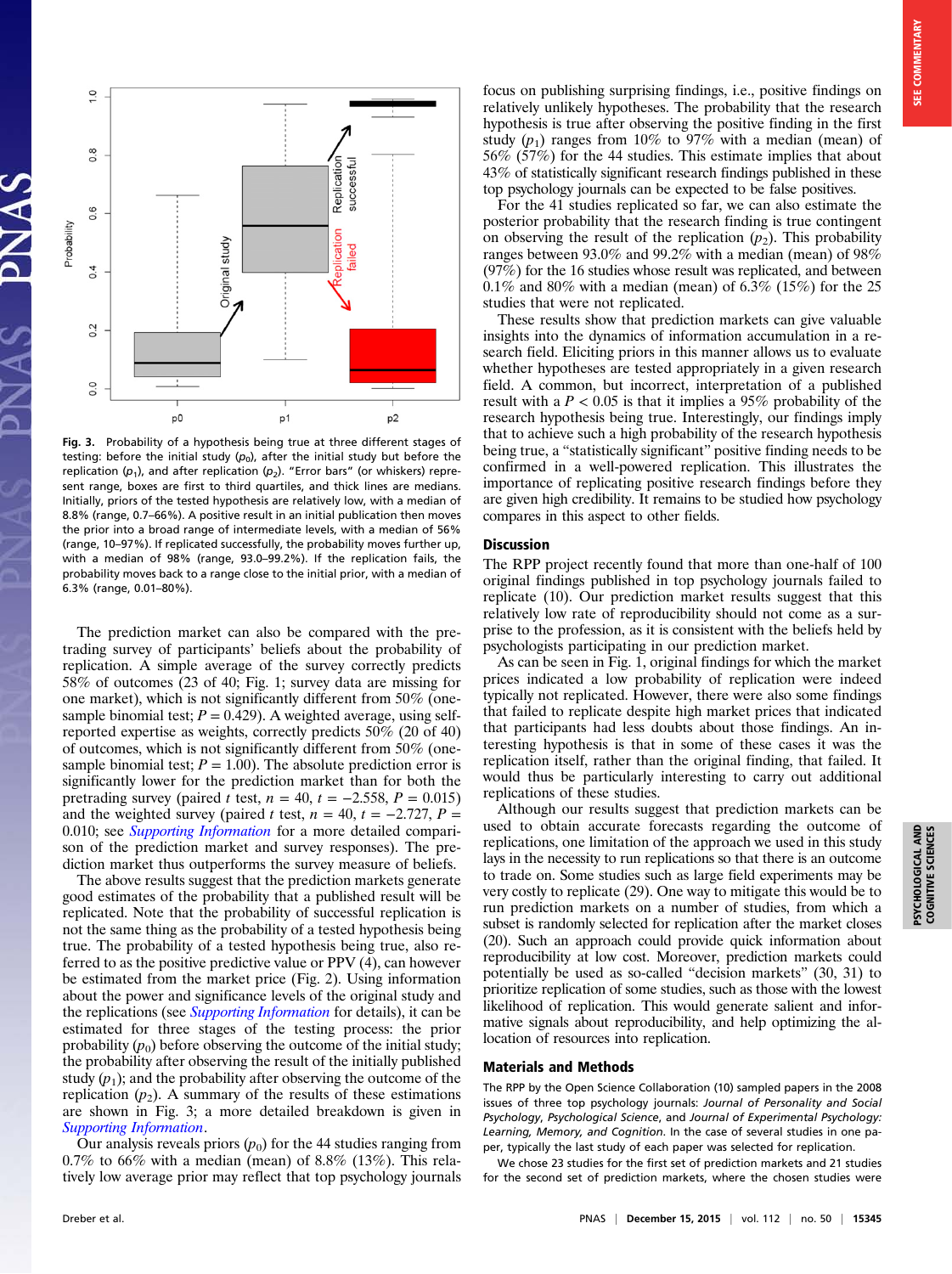Fig. 3. Probability of a hypothesis being true at three different stages of testing: before the initial study ($p_0$), after the initial study but before the replication ($p_1$), and after replication ($p_2$). "Error bars" (or whiskers) represent range, boxes are first to third quartiles, and thick lines are medians. Initially, priors of the tested hypothesis are relatively low, with a median of 8.8% (range, 0.7–66%). A positive result in an initial publication then moves the prior into a broad range of intermediate levels, with a median of 56% (range, 10–97%). If replicated successfully, the probability moves further up, with a median of 98% (range, 93.0–99.2%). If the replication fails, the probability moves back to a range close to the initial prior, with a median of 6.3% (range, 0.01–80%).

The prediction market can also be compared with the pretrading survey of participants' beliefs about the probability of replication. A simple average of the survey correctly predicts 58% of outcomes (23 of 40; Fig. 1; survey data are missing for one market), which is not significantly different from 50% (one-sample binomial test; $P = 0.429$). A weighted average, using self-reported expertise as weights, correctly predicts 50% (20 of 40) of outcomes, which is not significantly different from 50% (one-sample binomial test; $P = 1.00$). The absolute prediction error is significantly lower for the prediction market than for both the pretrading survey (paired $t$ test, $n = 40$, $t = -2.558$, $P = 0.015$) and the weighted survey (paired $t$ test, $n = 40$, $t = -2.727$, $P = 0.010$; see *Supporting Information* for a more detailed comparison of the prediction market and survey responses). The prediction market thus outperforms the survey measure of beliefs.

The above results suggest that the prediction markets generate good estimates of the probability that a published result will be replicated. Note that the probability of successful replication is not the same thing as the probability of a tested hypothesis being true. The probability of a tested hypothesis being true, also referred to as the positive predictive value or PPV (4), can however be estimated from the market price (Fig. 2). Using information about the power and significance levels of the original study and the replications (see *Supporting Information* for details), it can be estimated for three stages of the testing process: the prior probability ($p_0$) before observing the outcome of the initial study; the probability after observing the result of the initially published study ($p_1$); and the probability after observing the outcome of the replication ($p_2$). A summary of the results of these estimations are shown in Fig. 3; a more detailed breakdown is given in *Supporting Information*.

Our analysis reveals priors ($p_0$) for the 44 studies ranging from 0.7% to 66% with a median (mean) of 8.8% (13%). This relatively low average prior may reflect that top psychology journals focus on publishing surprising findings, i.e., positive findings on relatively unlikely hypotheses. The probability that the research hypothesis is true after observing the positive finding in the first study ($p_1$) ranges from 10% to 97% with a median (mean) of 56% (57%) for the 44 studies. This estimate implies that about 43% of statistically significant research findings published in these top psychology journals can be expected to be false positives.

For the 41 studies replicated so far, we can also estimate the posterior probability that the research finding is true contingent on observing the result of the replication ($p_2$). This probability ranges between 93.0% and 99.2% with a median (mean) of 98% (97%) for the 16 studies whose result was replicated, and between 0.1% and 80% with a median (mean) of 6.3% (15%) for the 25 studies that were not replicated.

These results show that prediction markets can give valuable insights into the dynamics of information accumulation in a research field. Eliciting priors in this manner allows us to evaluate whether hypotheses are tested appropriately in a given research field. A common, but incorrect, interpretation of a published result with a $P < 0.05$ is that it implies a 95% probability of the research hypothesis being true. Interestingly, our findings imply that to achieve such a high probability of the research hypothesis being true, a "statistically significant" positive finding needs to be confirmed in a well-powered replication. This illustrates the importance of replicating positive research findings before they are given high credibility. It remains to be studied how psychology compares in this aspect to other fields.

## Discussion

The RPP project recently found that more than one-half of 100 original findings published in top psychology journals failed to replicate (10). Our prediction market results suggest that this relatively low rate of reproducibility should not come as a surprise to the profession, as it is consistent with the beliefs held by psychologists participating in our prediction market.

As can be seen in Fig. 1, original findings for which the market prices indicated a low probability of replication were indeed typically not replicated. However, there were also some findings that failed to replicate despite high market prices that indicated that participants had less doubts about those findings. An interesting hypothesis is that in some of these cases it was the replication itself, rather than the original finding, that failed. It would thus be particularly interesting to carry out additional replications of these studies.

Although our results suggest that prediction markets can be used to obtain accurate forecasts regarding the outcome of replications, one limitation of the approach we used in this study lays in the necessity to run replications so that there is an outcome to trade on. Some studies such as large field experiments may be very costly to replicate (29). One way to mitigate this would be to run prediction markets on a number of studies, from which a subset is randomly selected for replication after the market closes (20). Such an approach could provide quick information about reproducibility at low cost. Moreover, prediction markets could potentially be used as so-called "decision markets" (30, 31) to prioritize replication of some studies, such as those with the lowest likelihood of replication. This would generate salient and informative signals about reproducibility, and help optimizing the allocation of resources into replication.

## Materials and Methods

The RPP by the Open Science Collaboration (10) sampled papers in the 2008 issues of three top psychology journals: *Journal of Personality and Social Psychology*, *Psychological Science*, and *Journal of Experimental Psychology: Learning, Memory, and Cognition*. In the case of several studies in one paper, typically the last study of each paper was selected for replication.

We chose 23 studies for the first set of prediction markets and 21 studies for the second set of prediction markets, where the chosen studies were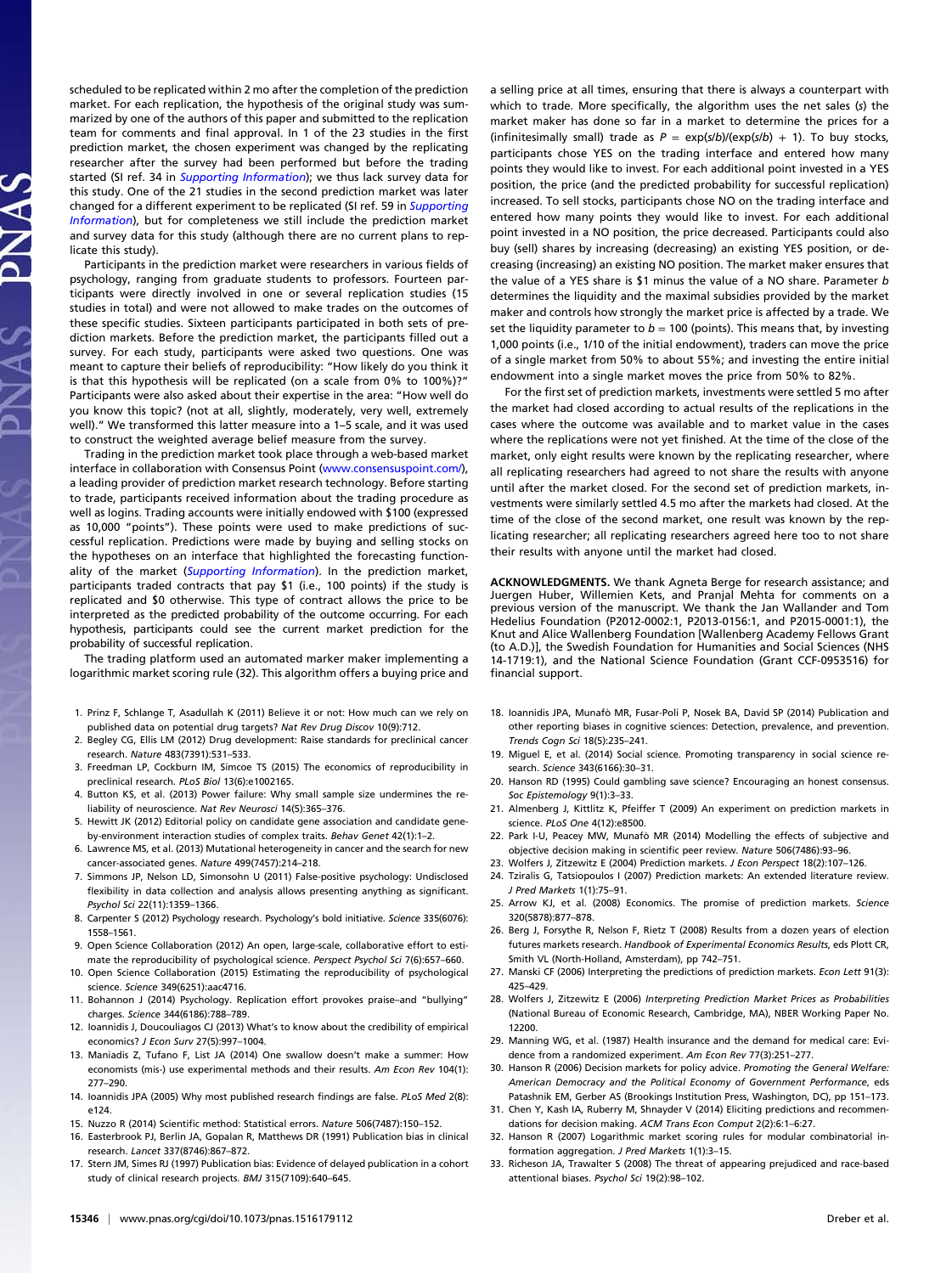scheduled to be replicated within 2 mo after the completion of the prediction market. For each replication, the hypothesis of the original study was summarized by one of the authors of this paper and submitted to the replication team for comments and final approval. In 1 of the 23 studies in the first prediction market, the chosen experiment was changed by the replicating researcher after the survey had been performed but before the trading started (SI ref. 34 in *Supporting Information*); we thus lack survey data for this study. One of the 21 studies in the second prediction market was later changed for a different experiment to be replicated (SI ref. 59 in *Supporting Information*), but for completeness we still include the prediction market and survey data for this study (although there are no current plans to replicate this study).

Participants in the prediction market were researchers in various fields of psychology, ranging from graduate students to professors. Fourteen participants were directly involved in one or several replication studies (15 studies in total) and were not allowed to make trades on the outcomes of these specific studies. Sixteen participants participated in both sets of prediction markets. Before the prediction market, the participants filled out a survey. For each study, participants were asked two questions. One was meant to capture their beliefs of reproducibility: "How likely do you think it is that this hypothesis will be replicated (on a scale from 0% to 100%)?" Participants were also asked about their expertise in the area: "How well do you know this topic? (not at all, slightly, moderately, very well, extremely well)." We transformed this latter measure into a 1–5 scale, and it was used to construct the weighted average belief measure from the survey.

Trading in the prediction market took place through a web-based market interface in collaboration with Consensus Point (www.consensuspoint.com/), a leading provider of prediction market research technology. Before starting to trade, participants received information about the trading procedure as well as logins. Trading accounts were initially endowed with $100 (expressed as 10,000 "points"). These points were used to make predictions of successful replication. Predictions were made by buying and selling stocks on the hypotheses on an interface that highlighted the forecasting functionality of the market (*Supporting Information*). In the prediction market, participants traded contracts that pay $1 (i.e., 100 points) if the study is replicated and $0 otherwise. This type of contract allows the price to be interpreted as the predicted probability of the outcome occurring. For each hypothesis, participants could see the current market prediction for the probability of successful replication.

The trading platform used an automated marker maker implementing a logarithmic market scoring rule (32). This algorithm offers a buying price and a selling price at all times, ensuring that there is always a counterpart with which to trade. More specifically, the algorithm uses the net sales ($s$) the market maker has done so far in a market to determine the prices for a (infinitesimally small) trade as $P = \exp(s/b)/(\exp(s/b) + 1)$. To buy stocks, participants chose YES on the trading interface and entered how many points they would like to invest. For each additional point invested in a YES position, the price (and the predicted probability for successful replication) increased. To sell stocks, participants chose NO on the trading interface and entered how many points they would like to invest. For each additional point invested in a NO position, the price decreased. Participants could also buy (sell) shares by increasing (decreasing) an existing YES position, or decreasing (increasing) an existing NO position. The market maker ensures that the value of a YES share is $1 minus the value of a NO share. Parameter $b$ determines the liquidity and the maximal subsidies provided by the market maker and controls how strongly the market price is affected by a trade. We set the liquidity parameter to $b = 100$ (points). This means that, by investing 1,000 points (i.e., 1/10 of the initial endowment), traders can move the price of a single market from 50% to about 55%; and investing the entire initial endowment into a single market moves the price from 50% to 82%.

For the first set of prediction markets, investments were settled 5 mo after the market had closed according to actual results of the replications in the cases where the outcome was available and to market value in the cases where the replications were not yet finished. At the time of the close of the market, only eight results were known by the replicating researcher, where all replicating researchers had agreed to not share the results with anyone until after the market closed. For the second set of prediction markets, investments were similarly settled 4.5 mo after the markets had closed. At the time of the close of the second market, one result was known by the replicating researcher; all replicating researchers agreed here too to not share their results with anyone until the market had closed.

**ACKNOWLEDGMENTS.** We thank Agneta Berge for research assistance; and Juergen Huber, Willemien Kets, and Pranjal Mehta for comments on a previous version of the manuscript. We thank the Jan Wallander and Tom Hedelius Foundation (P2012-0002:1, P2013-0156:1, and P2015-0001:1), the Knut and Alice Wallenberg Foundation [Wallenberg Academy Fellows Grant (to A.D.)], the Swedish Foundation for Humanities and Social Sciences (NHS 14-1719:1), and the National Science Foundation (Grant CCF-0953516) for financial support.

1. Prinz F, Schlange T, Asadullah K (2011) Believe it or not: How much can we rely on published data on potential drug targets? *Nat Rev Drug Discov* 10(9):712.
2. Begley CG, Ellis LM (2012) Drug development: Raise standards for preclinical cancer research. *Nature* 483(7391):531–533.
3. Freedman LP, Cockburn IM, Simcoe TS (2015) The economics of reproducibility in preclinical research. *PLoS Biol* 13(6):e1002165.
4. Button KS, et al. (2013) Power failure: Why small sample size undermines the reliability of neuroscience. *Nat Rev Neurosci* 14(5):365–376.
5. Hewitt JK (2012) Editorial policy on candidate gene association and candidate gene-by-environment interaction studies of complex traits. *Behav Genet* 42(1):1–2.
6. Lawrence MS, et al. (2013) Mutational heterogeneity in cancer and the search for new cancer-associated genes. *Nature* 499(7457):214–218.
7. Simmons JP, Nelson LD, Simonsohn U (2011) False-positive psychology: Undisclosed flexibility in data collection and analysis allows presenting anything as significant. *Psychol Sci* 22(11):1359–1366.
8. Carpenter S (2012) Psychology research. Psychology's bold initiative. *Science* 335(6076): 1558–1561.
9. Open Science Collaboration (2012) An open, large-scale, collaborative effort to estimate the reproducibility of psychological science. *Perspect Psychol Sci* 7(6):657–660.
10. Open Science Collaboration (2015) Estimating the reproducibility of psychological science. *Science* 349(6251):aac4716.
11. Bohannon J (2014) Psychology. Replication effort provokes praise–and "bullying" charges. *Science* 344(6186):788–789.
12. Ioannidis J, Doucouliagos CJ (2013) What's to know about the credibility of empirical economics? *J Econ Surv* 27(5):997–1004.
13. Maniadis Z, Tufano F, List JA (2014) One swallow doesn't make a summer: How economists (mis-) use experimental methods and their results. *Am Econ Rev* 104(1): 277–290.
14. Ioannidis JPA (2005) Why most published research findings are false. *PLoS Med* 2(8): e124.
15. Nuzzo R (2014) Scientific method: Statistical errors. *Nature* 506(7487):150–152.
16. Easterbrook PJ, Berlin JA, Gopalan R, Matthews DR (1991) Publication bias in clinical research. *Lancet* 337(8746):867–872.
17. Stern JM, Simes RJ (1997) Publication bias: Evidence of delayed publication in a cohort study of clinical research projects. *BMJ* 315(7109):640–645.
18. Ioannidis JPA, Munafò MR, Fusar-Poli P, Nosek BA, David SP (2014) Publication and other reporting biases in cognitive sciences: Detection, prevalence, and prevention. *Trends Cogn Sci* 18(5):235–241.
19. Miguel E, et al. (2014) Social science. Promoting transparency in social science research. *Science* 343(6166):30–31.
20. Hanson RD (1995) Could gambling save science? Encouraging an honest consensus. *Soc Epistemology* 9(1):3–33.
21. Almenberg J, Kittlitz K, Pfeiffer T (2009) An experiment on prediction markets in science. *PLoS One* 4(12):e8500.
22. Park I-U, Peacey MW, Munafò MR (2014) Modelling the effects of subjective and objective decision making in scientific peer review. *Nature* 506(7486):93–96.
23. Wolfers J, Zitzewitz E (2004) Prediction markets. *J Econ Perspect* 18(2):107–126.
24. Tziralis G, Tatsiopoulos I (2007) Prediction markets: An extended literature review. *J Pred Markets* 1(1):75–91.
25. Arrow KJ, et al. (2008) Economics. The promise of prediction markets. *Science* 320(5878):877–878.
26. Berg J, Forsythe R, Nelson F, Rietz T (2008) Results from a dozen years of election futures markets research. *Handbook of Experimental Economics Results*, eds Plott CR, Smith VL (North-Holland, Amsterdam), pp 742–751.
27. Manski CF (2006) Interpreting the predictions of prediction markets. *Econ Lett* 91(3): 425–429.
28. Wolfers J, Zitzewitz E (2006) *Interpreting Prediction Market Prices as Probabilities* (National Bureau of Economic Research, Cambridge, MA), NBER Working Paper No. 12200.
29. Manning WG, et al. (1987) Health insurance and the demand for medical care: Evidence from a randomized experiment. *Am Econ Rev* 77(3):251–277.
30. Hanson R (2006) Decision markets for policy advice. *Promoting the General Welfare: American Democracy and the Political Economy of Government Performance*, eds Patashnik EM, Gerber AS (Brookings Institution Press, Washington, DC), pp 151–173.
31. Chen Y, Kash IA, Ruberry M, Shnayder V (2014) Eliciting predictions and recommendations for decision making. *ACM Trans Econ Comput* 2(2):6:1–6:27.
32. Hanson R (2007) Logarithmic market scoring rules for modular combinatorial information aggregation. *J Pred Markets* 1(1):3–15.
33. Richeson JA, Trawalter S (2008) The threat of appearing prejudiced and race-based attentional biases. *Psychol Sci* 19(2):98–102.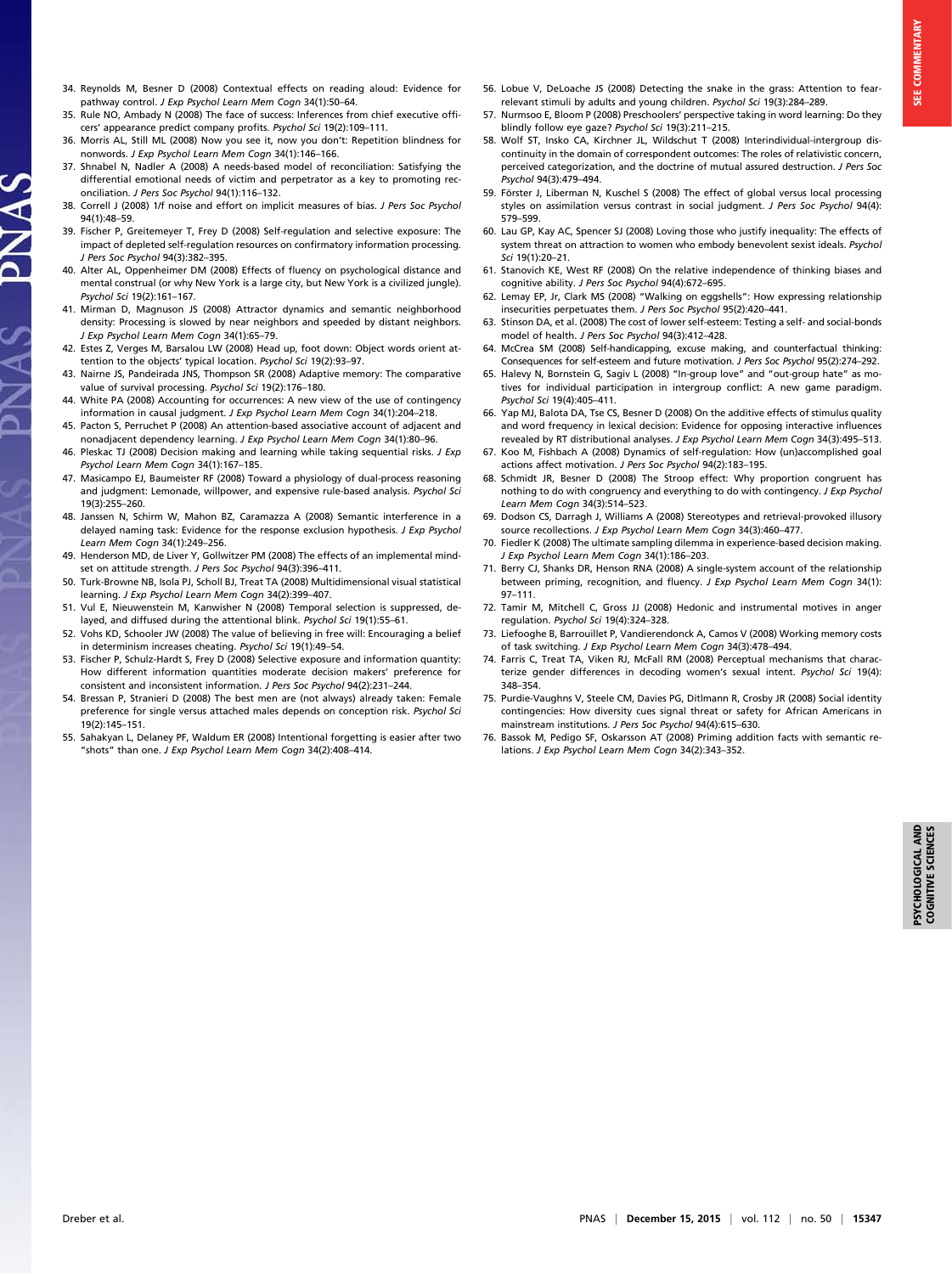34. Reynolds M, Besner D (2008) Contextual effects on reading aloud: Evidence for pathway control. *J Exp Psychol Learn Mem Cogn* 34(1):50–64.
35. Rule NO, Ambady N (2008) The face of success: Inferences from chief executive officers' appearance predict company profits. *Psychol Sci* 19(2):109–111.
36. Morris AL, Still ML (2008) Now you see it, now you don't: Repetition blindness for nonwords. *J Exp Psychol Learn Mem Cogn* 34(1):146–166.
37. Shnabel N, Nadler A (2008) A needs-based model of reconciliation: Satisfying the differential emotional needs of victim and perpetrator as a key to promoting reconciliation. *J Pers Soc Psychol* 94(1):116–132.
38. Correll J (2008) 1/f noise and effort on implicit measures of bias. *J Pers Soc Psychol* 94(1):48–59.
39. Fischer P, Greitemeyer T, Frey D (2008) Self-regulation and selective exposure: The impact of depleted self-regulation resources on confirmatory information processing. *J Pers Soc Psychol* 94(3):382–395.
40. Alter AL, Oppenheimer DM (2008) Effects of fluency on psychological distance and mental construal (or why New York is a large city, but New York is a civilized jungle). *Psychol Sci* 19(2):161–167.
41. Mirman D, Magnuson JS (2008) Attractor dynamics and semantic neighborhood density: Processing is slowed by near neighbors and speeded by distant neighbors. *J Exp Psychol Learn Mem Cogn* 34(1):65–79.
42. Estes Z, Verges M, Barsalou LW (2008) Head up, foot down: Object words orient attention to the objects' typical location. *Psychol Sci* 19(2):93–97.
43. Nairne JS, Pandeirada JNS, Thompson SR (2008) Adaptive memory: The comparative value of survival processing. *Psychol Sci* 19(2):176–180.
44. White PA (2008) Accounting for occurrences: A new view of the use of contingency information in causal judgment. *J Exp Psychol Learn Mem Cogn* 34(1):204–218.
45. Pacton S, Perruchet P (2008) An attention-based associative account of adjacent and nonadjacent dependency learning. *J Exp Psychol Learn Mem Cogn* 34(1):80–96.
46. Pleskac TJ (2008) Decision making and learning while taking sequential risks. *J Exp Psychol Learn Mem Cogn* 34(1):167–185.
47. Masicampo EJ, Baumeister RF (2008) Toward a physiology of dual-process reasoning and judgment: Lemonade, willpower, and expensive rule-based analysis. *Psychol Sci* 19(3):255–260.
48. Janssen N, Schirm W, Mahon BZ, Caramazza A (2008) Semantic interference in a delayed naming task: Evidence for the response exclusion hypothesis. *J Exp Psychol Learn Mem Cogn* 34(1):249–256.
49. Henderson MD, de Liver Y, Gollwitzer PM (2008) The effects of an implemental mindset on attitude strength. *J Pers Soc Psychol* 94(3):396–411.
50. Turk-Browne NB, Isola PJ, Scholl BJ, Treat TA (2008) Multidimensional visual statistical learning. *J Exp Psychol Learn Mem Cogn* 34(2):399–407.
51. Vul E, Nieuwenstein M, Kanwisher N (2008) Temporal selection is suppressed, delayed, and diffused during the attentional blink. *Psychol Sci* 19(1):55–61.
52. Vohs KD, Schooler JW (2008) The value of believing in free will: Encouraging a belief in determinism increases cheating. *Psychol Sci* 19(1):49–54.
53. Fischer P, Schulz-Hardt S, Frey D (2008) Selective exposure and information quantity: How different information quantities moderate decision makers' preference for consistent and inconsistent information. *J Pers Soc Psychol* 94(2):231–244.
54. Bressan P, Stranieri D (2008) The best men are (not always) already taken: Female preference for single versus attached males depends on conception risk. *Psychol Sci* 19(2):145–151.
55. Sahakyan L, Delaney PF, Waldum ER (2008) Intentional forgetting is easier after two "shots" than one. *J Exp Psychol Learn Mem Cogn* 34(2):408–414.
56. Lobue V, DeLoache JS (2008) Detecting the snake in the grass: Attention to fear-relevant stimuli by adults and young children. *Psychol Sci* 19(3):284–289.
57. Nurmsoo E, Bloom P (2008) Preschoolers' perspective taking in word learning: Do they blindly follow eye gaze? *Psychol Sci* 19(3):211–215.
58. Wolf ST, Insko CA, Kirchner JL, Wildschut T (2008) Interindividual-intergroup discontinuity in the domain of correspondent outcomes: The roles of relativistic concern, perceived categorization, and the doctrine of mutual assured destruction. *J Pers Soc Psychol* 94(3):479–494.
59. Förster J, Liberman N, Kuschel S (2008) The effect of global versus local processing styles on assimilation versus contrast in social judgment. *J Pers Soc Psychol* 94(4): 579–599.
60. Lau GP, Kay AC, Spencer SJ (2008) Loving those who justify inequality: The effects of system threat on attraction to women who embody benevolent sexist ideals. *Psychol Sci* 19(1):20–21.
61. Stanovich KE, West RF (2008) On the relative independence of thinking biases and cognitive ability. *J Pers Soc Psychol* 94(4):672–695.
62. Lemay EP, Jr, Clark MS (2008) "Walking on eggshells": How expressing relationship insecurities perpetuates them. *J Pers Soc Psychol* 95(2):420–441.
63. Stinson DA, et al. (2008) The cost of lower self-esteem: Testing a self- and social-bonds model of health. *J Pers Soc Psychol* 94(3):412–428.
64. McCrea SM (2008) Self-handicapping, excuse making, and counterfactual thinking: Consequences for self-esteem and future motivation. *J Pers Soc Psychol* 95(2):274–292.
65. Halevy N, Bornstein G, Sagiv L (2008) "In-group love" and "out-group hate" as motives for individual participation in intergroup conflict: A new game paradigm. *Psychol Sci* 19(4):405–411.
66. Yap MJ, Balota DA, Tse CS, Besner D (2008) On the additive effects of stimulus quality and word frequency in lexical decision: Evidence for opposing interactive influences revealed by RT distributional analyses. *J Exp Psychol Learn Mem Cogn* 34(3):495–513.
67. Koo M, Fishbach A (2008) Dynamics of self-regulation: How (un)accomplished goal actions affect motivation. *J Pers Soc Psychol* 94(2):183–195.
68. Schmidt JR, Besner D (2008) The Stroop effect: Why proportion congruent has nothing to do with congruency and everything to do with contingency. *J Exp Psychol Learn Mem Cogn* 34(3):514–523.
69. Dodson CS, Darragh J, Williams A (2008) Stereotypes and retrieval-provoked illusory source recollections. *J Exp Psychol Learn Mem Cogn* 34(3):460–477.
70. Fiedler K (2008) The ultimate sampling dilemma in experience-based decision making. *J Exp Psychol Learn Mem Cogn* 34(1):186–203.
71. Berry CJ, Shanks DR, Henson RNA (2008) A single-system account of the relationship between priming, recognition, and fluency. *J Exp Psychol Learn Mem Cogn* 34(1): 97–111.
72. Tamir M, Mitchell C, Gross JJ (2008) Hedonic and instrumental motives in anger regulation. *Psychol Sci* 19(4):324–328.
73. Liefooghe B, Barrouillet P, Vandierendonck A, Camos V (2008) Working memory costs of task switching. *J Exp Psychol Learn Mem Cogn* 34(3):478–494.
74. Farris C, Treat TA, Viken RJ, McFall RM (2008) Perceptual mechanisms that characterize gender differences in decoding women's sexual intent. *Psychol Sci* 19(4): 348–354.
75. Purdie-Vaughns V, Steele CM, Davies PG, Ditlmann R, Crosby JR (2008) Social identity contingencies: How diversity cues signal threat or safety for African Americans in mainstream institutions. *J Pers Soc Psychol* 94(4):615–630.
76. Bassok M, Pedigo SF, Oskarsson AT (2008) Priming addition facts with semantic relations. *J Exp Psychol Learn Mem Cogn* 34(2):343–352.